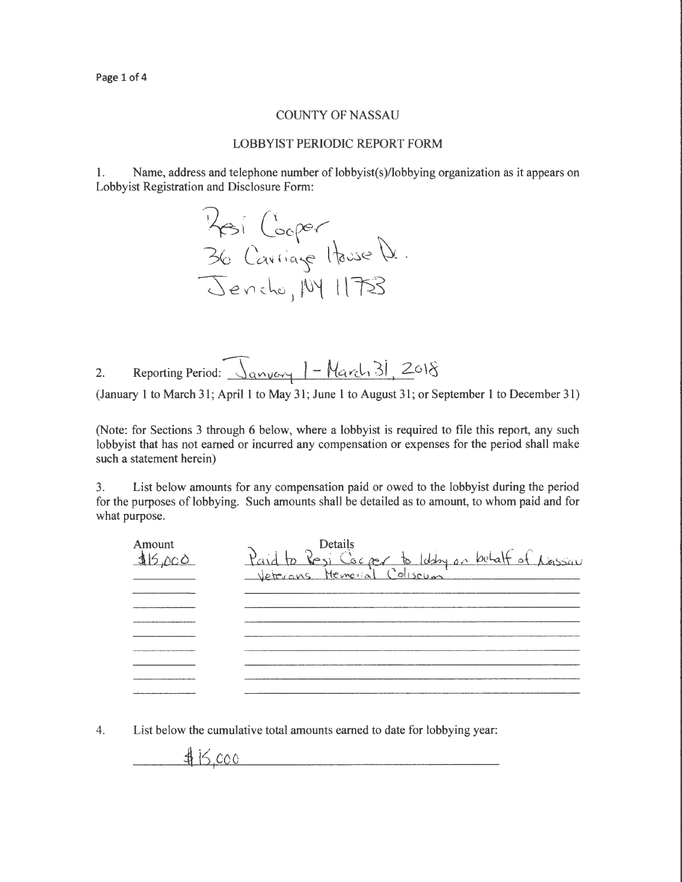COUNTY OF NASSAU

LOBBYIST PERIODIC REPORT FORM

1. Name, address and telephone number of lobbyist(s)/lobbying organization as it appears on Lobbyist Registration and Disclosure Form:

Resi Cooper
36 Carriage House Dr.
Jericho, NY 11753

2. Reporting Period: January 1 - March 31, 2018

(January 1 to March 31; April 1 to May 31; June 1 to August 31; or September 1 to December 31)

(Note: for Sections 3 through 6 below, where a lobbyist is required to file this report, any such lobbyist that has not earned or incurred any compensation or expenses for the period shall make such a statement herein)

3. List below amounts for any compensation paid or owed to the lobbyist during the period for the purposes of lobbying. Such amounts shall be detailed as to amount, to whom paid and for what purpose.

| Amount | Details |
| --- | --- |
| $15,000 | Paid to Resi Cooper to lobby on behalf of Nassau Veterans Memorial Coliseum |

4. List below the cumulative total amounts earned to date for lobbying year:

$15,000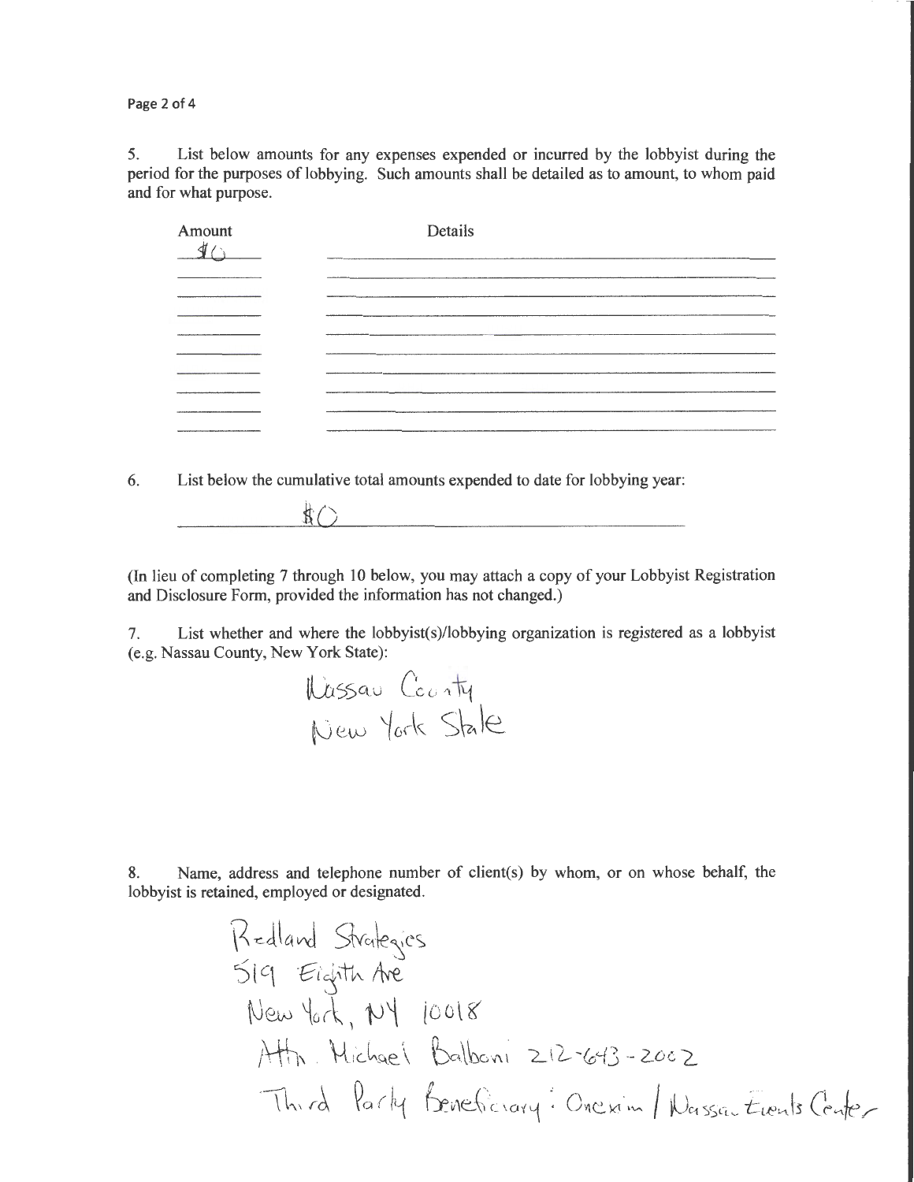5. List below amounts for any expenses expended or incurred by the lobbyist during the period for the purposes of lobbying. Such amounts shall be detailed as to amount, to whom paid and for what purpose.

| Amount | Details |
|---|---|
| $0 | |
| | |
| | |
| | |
| | |
| | |
| | |
| | |
| | |
| | |

6. List below the cumulative total amounts expended to date for lobbying year:

$0

(In lieu of completing 7 through 10 below, you may attach a copy of your Lobbyist Registration and Disclosure Form, provided the information has not changed.)

7. List whether and where the lobbyist(s)/lobbying organization is registered as a lobbyist (e.g. Nassau County, New York State):

Nassau County
New York State

8. Name, address and telephone number of client(s) by whom, or on whose behalf, the lobbyist is retained, employed or designated.

Redland Strategies
519 Eighth Ave
New York, NY 10018
Attn. Michael Balboni 212-643-2002
Third Party Beneficiary: Onexim / Nassau Events Center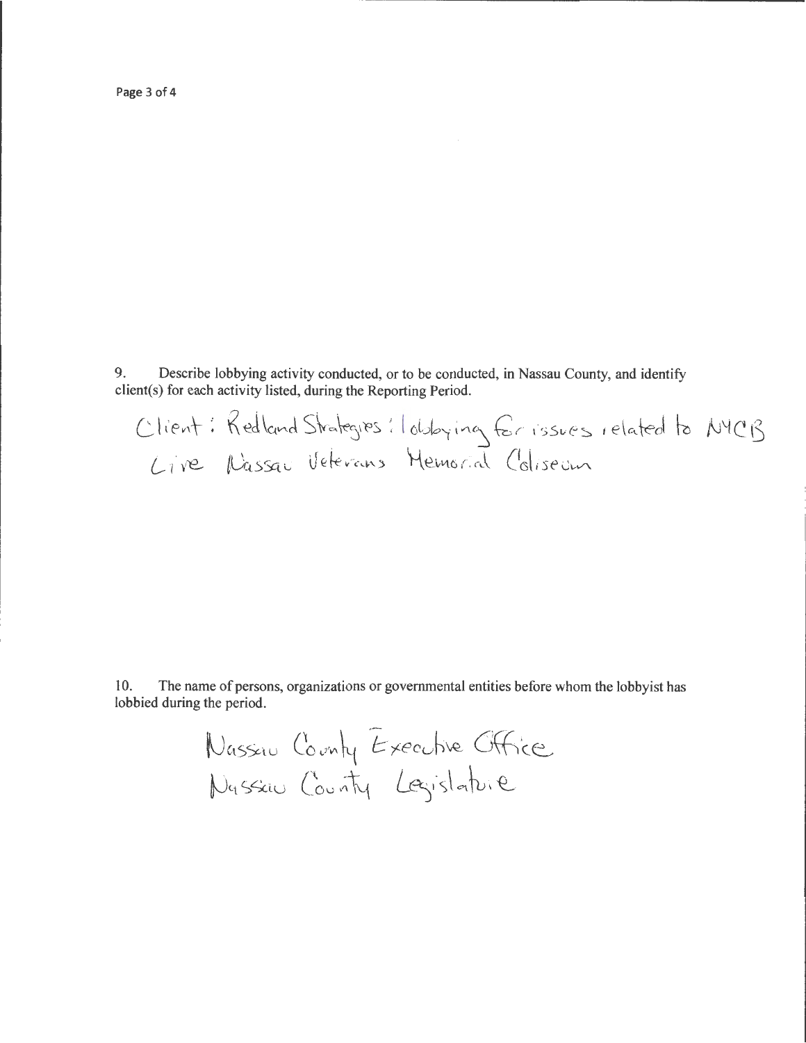9. Describe lobbying activity conducted, or to be conducted, in Nassau County, and identify client(s) for each activity listed, during the Reporting Period.

Client: Redland Strategies: lobbying for issues related to NYCB Live Nassau Veterans Memorial Coliseum

10. The name of persons, organizations or governmental entities before whom the lobbyist has lobbied during the period.

Nassau County Executive Office
Nassau County Legislature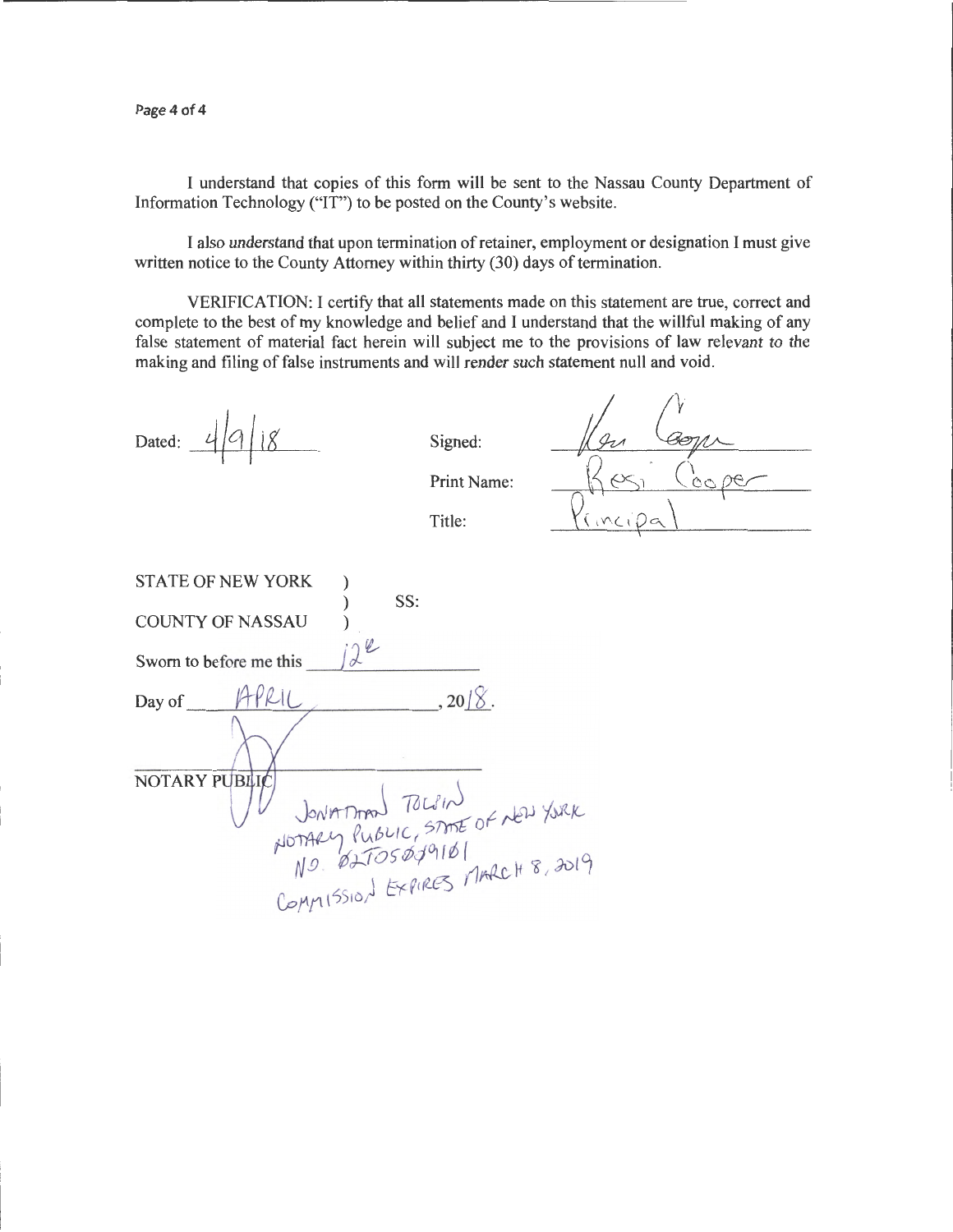I understand that copies of this form will be sent to the Nassau County Department of Information Technology ("IT") to be posted on the County's website.

I also understand that upon termination of retainer, employment or designation I must give written notice to the County Attorney within thirty (30) days of termination.

VERIFICATION: I certify that all statements made on this statement are true, correct and complete to the best of my knowledge and belief and I understand that the willful making of any false statement of material fact herein will subject me to the provisions of law relevant to the making and filing of false instruments and will render such statement null and void.

Dated: 4/9/18

Signed: [signature]

Print Name: Rosi Cooper

Title: Principal

STATE OF NEW YORK )
) SS:
COUNTY OF NASSAU )

Sworn to before me this 12th

Day of APRIL, 2018.

[signature]
NOTARY PUBLIC

JONATHAN TOLPIN
NOTARY PUBLIC, STATE OF NEW YORK
NO. 02TO5009101
COMMISSION EXPIRES MARCH 8, 2019